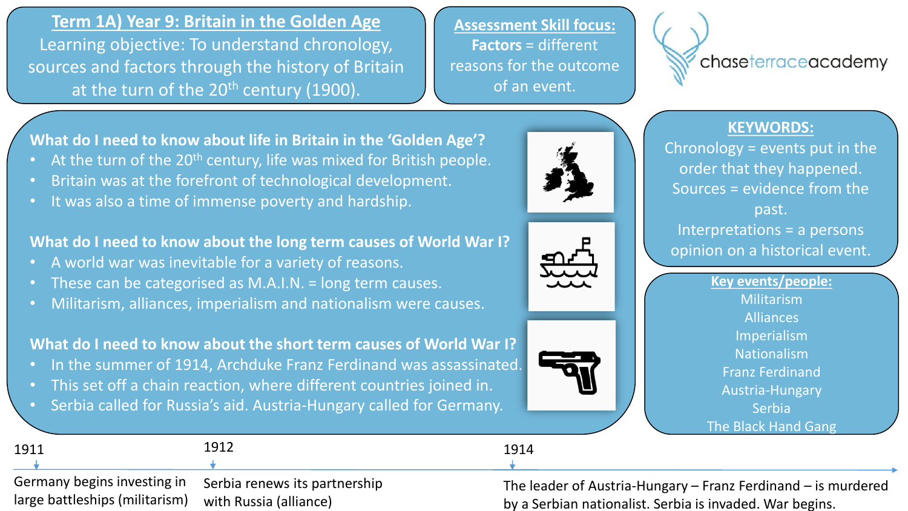# Term 1A) Year 9: Britain in the Golden Age

Learning objective: To understand chronology, sources and factors through the history of Britain at the turn of the 20th century (1900).

## Assessment Skill focus:

**Factors** = different reasons for the outcome of an event.

chaseterraceacademy

### What do I need to know about life in Britain in the 'Golden Age'?

- At the turn of the 20th century, life was mixed for British people.
- Britain was at the forefront of technological development.
- It was also a time of immense poverty and hardship.

### What do I need to know about the long term causes of World War I?

- A world war was inevitable for a variety of reasons.
- These can be categorised as M.A.I.N. = long term causes.
- Militarism, alliances, imperialism and nationalism were causes.

### What do I need to know about the short term causes of World War I?

- In the summer of 1914, Archduke Franz Ferdinand was assassinated.
- This set off a chain reaction, where different countries joined in.
- Serbia called for Russia's aid. Austria-Hungary called for Germany.

## KEYWORDS:

Chronology = events put in the order that they happened.

Sources = evidence from the past.

Interpretations = a persons opinion on a historical event.

## Key events/people:

Militarism

Alliances

Imperialism

Nationalism

Franz Ferdinand

Austria-Hungary

Serbia

The Black Hand Gang

## Timeline

- **1911** – Germany begins investing in large battleships (militarism)
- **1912** – Serbia renews its partnership with Russia (alliance)
- **1914** – The leader of Austria-Hungary – Franz Ferdinand – is murdered by a Serbian nationalist. Serbia is invaded. War begins.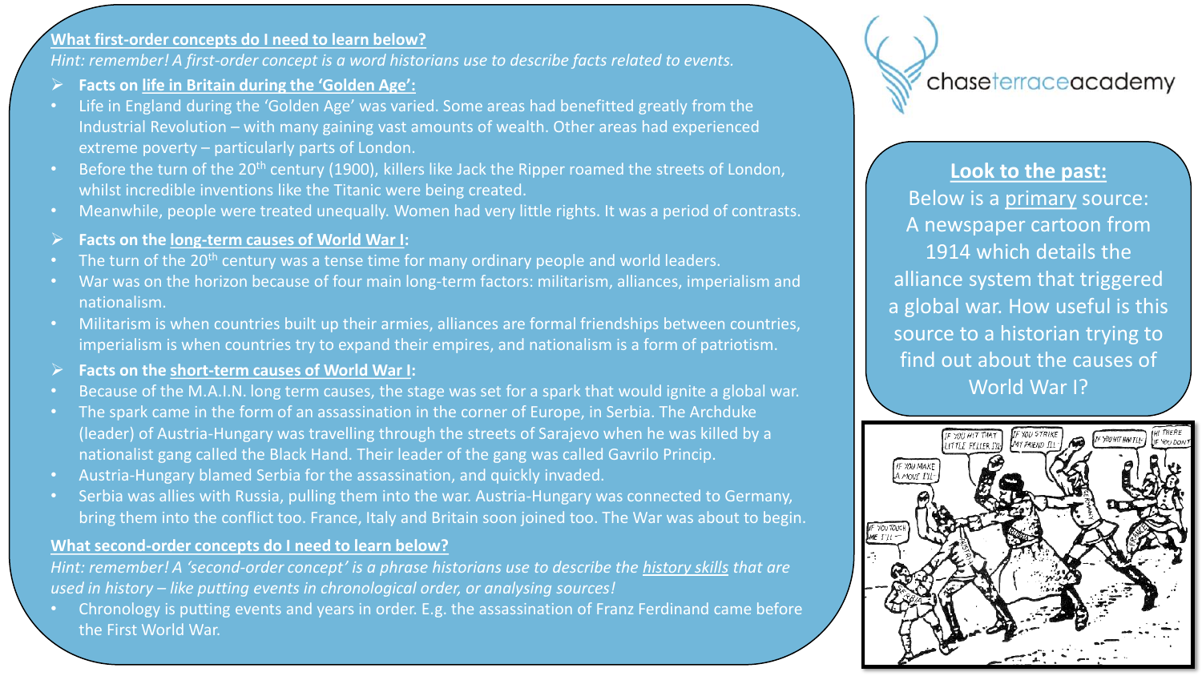**What first-order concepts do I need to learn below?**

*Hint: remember! A first-order concept is a word historians use to describe facts related to events.*

- **Facts on life in Britain during the 'Golden Age':**
  - Life in England during the 'Golden Age' was varied. Some areas had benefitted greatly from the Industrial Revolution – with many gaining vast amounts of wealth. Other areas had experienced extreme poverty – particularly parts of London.
  - Before the turn of the 20th century (1900), killers like Jack the Ripper roamed the streets of London, whilst incredible inventions like the Titanic were being created.
  - Meanwhile, people were treated unequally. Women had very little rights. It was a period of contrasts.
- **Facts on the long-term causes of World War I:**
  - The turn of the 20th century was a tense time for many ordinary people and world leaders.
  - War was on the horizon because of four main long-term factors: militarism, alliances, imperialism and nationalism.
  - Militarism is when countries built up their armies, alliances are formal friendships between countries, imperialism is when countries try to expand their empires, and nationalism is a form of patriotism.
- **Facts on the short-term causes of World War I:**
  - Because of the M.A.I.N. long term causes, the stage was set for a spark that would ignite a global war.
  - The spark came in the form of an assassination in the corner of Europe, in Serbia. The Archduke (leader) of Austria-Hungary was travelling through the streets of Sarajevo when he was killed by a nationalist gang called the Black Hand. Their leader of the gang was called Gavrilo Princip.
  - Austria-Hungary blamed Serbia for the assassination, and quickly invaded.
  - Serbia was allies with Russia, pulling them into the war. Austria-Hungary was connected to Germany, bring them into the conflict too. France, Italy and Britain soon joined too. The War was about to begin.

**What second-order concepts do I need to learn below?**

*Hint: remember! A 'second-order concept' is a phrase historians use to describe the history skills that are used in history – like putting events in chronological order, or analysing sources!*

- Chronology is putting events and years in order. E.g. the assassination of Franz Ferdinand came before the First World War.

chaseterraceacademy

**Look to the past:**

Below is a primary source: A newspaper cartoon from 1914 which details the alliance system that triggered a global war. How useful is this source to a historian trying to find out about the causes of World War I?